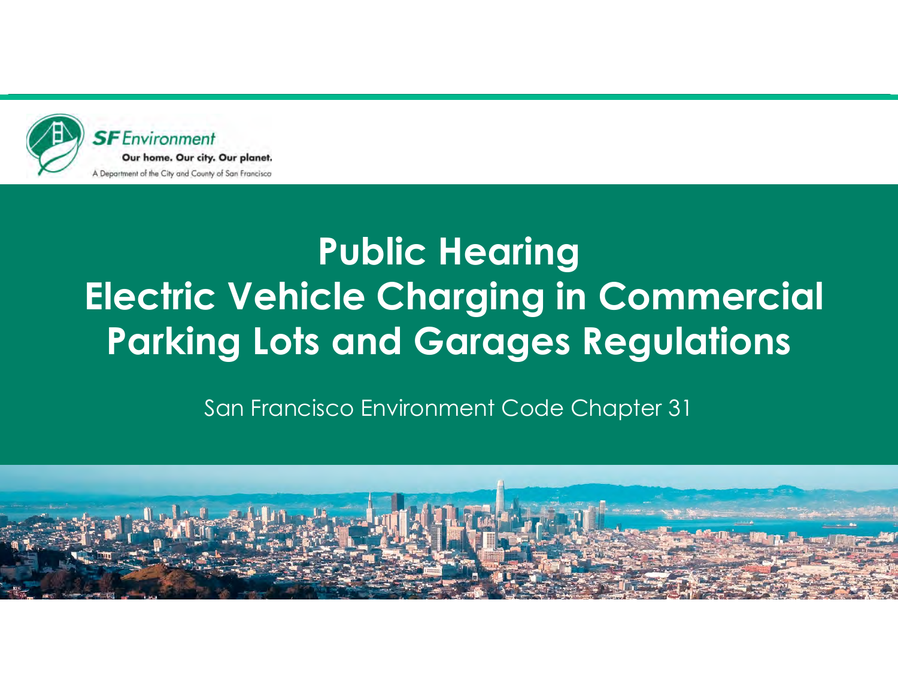SF Environment

Our home. Our city. Our planet.

A Department of the City and County of San Francisco

# Public Hearing Electric Vehicle Charging in Commercial Parking Lots and Garages Regulations

San Francisco Environment Code Chapter 31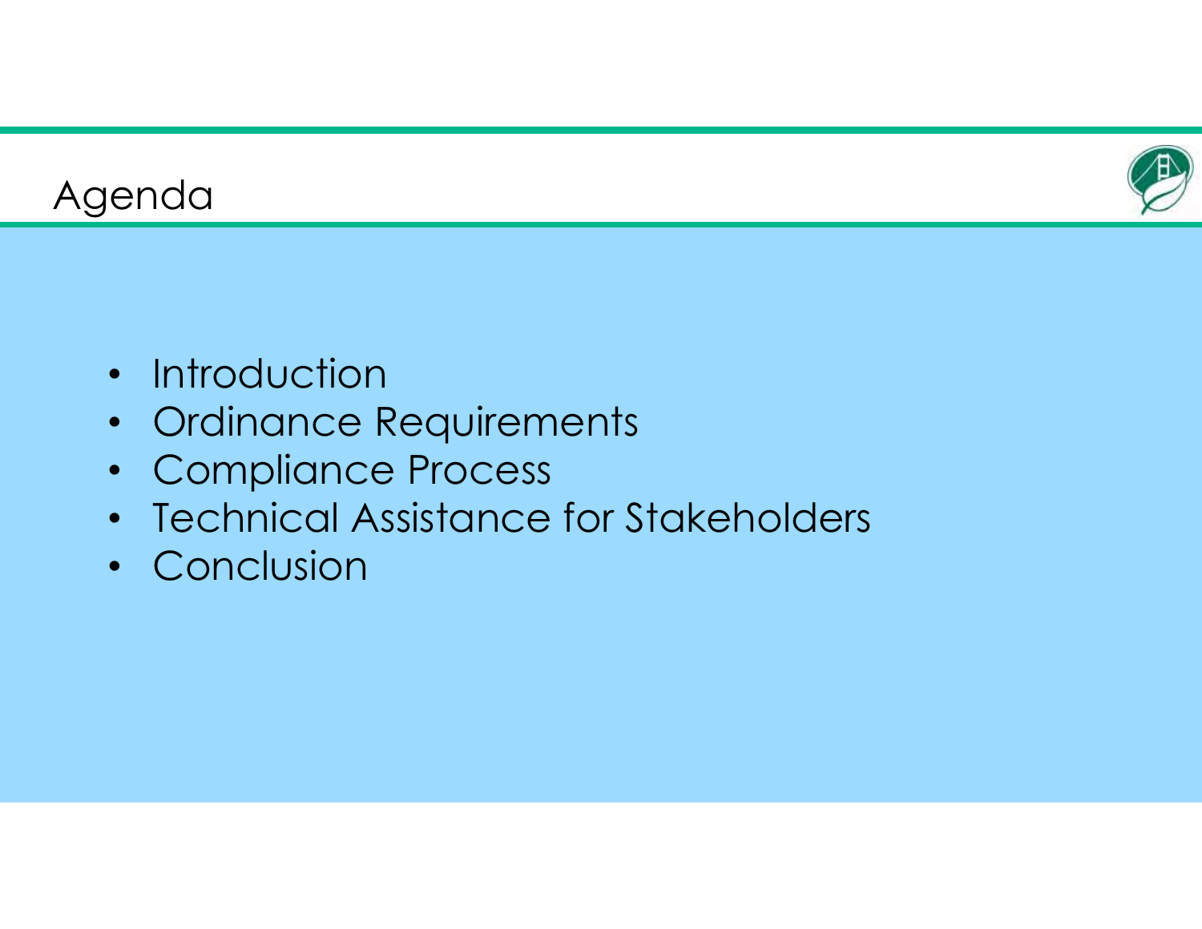## Agenda

- Introduction
- Ordinance Requirements
- Compliance Process
- Technical Assistance for Stakeholders
- Conclusion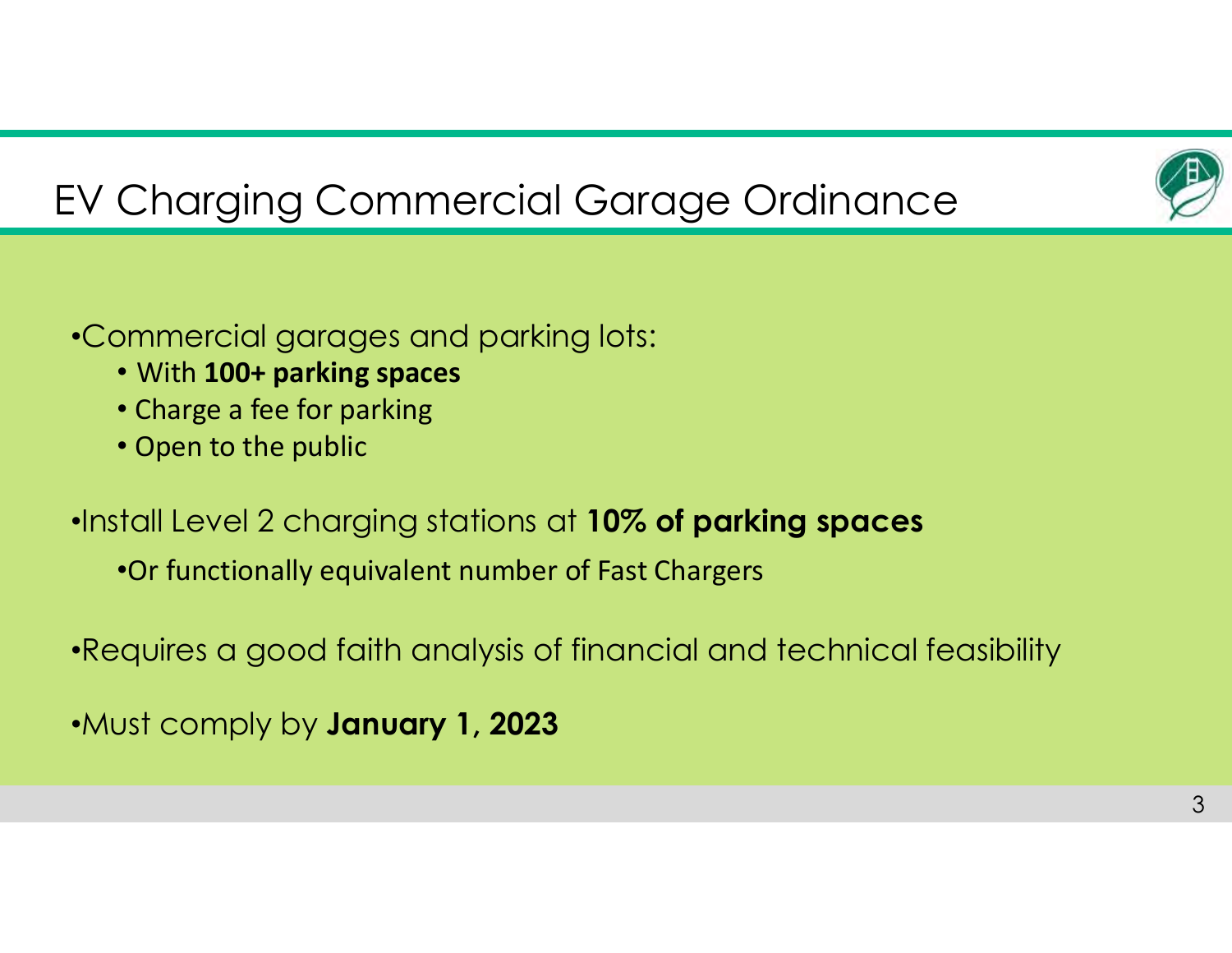# EV Charging Commercial Garage Ordinance

- Commercial garages and parking lots:
  - With **100+ parking spaces**
  - Charge a fee for parking
  - Open to the public
- Install Level 2 charging stations at **10% of parking spaces**
  - Or functionally equivalent number of Fast Chargers
- Requires a good faith analysis of financial and technical feasibility
- Must comply by **January 1, 2023**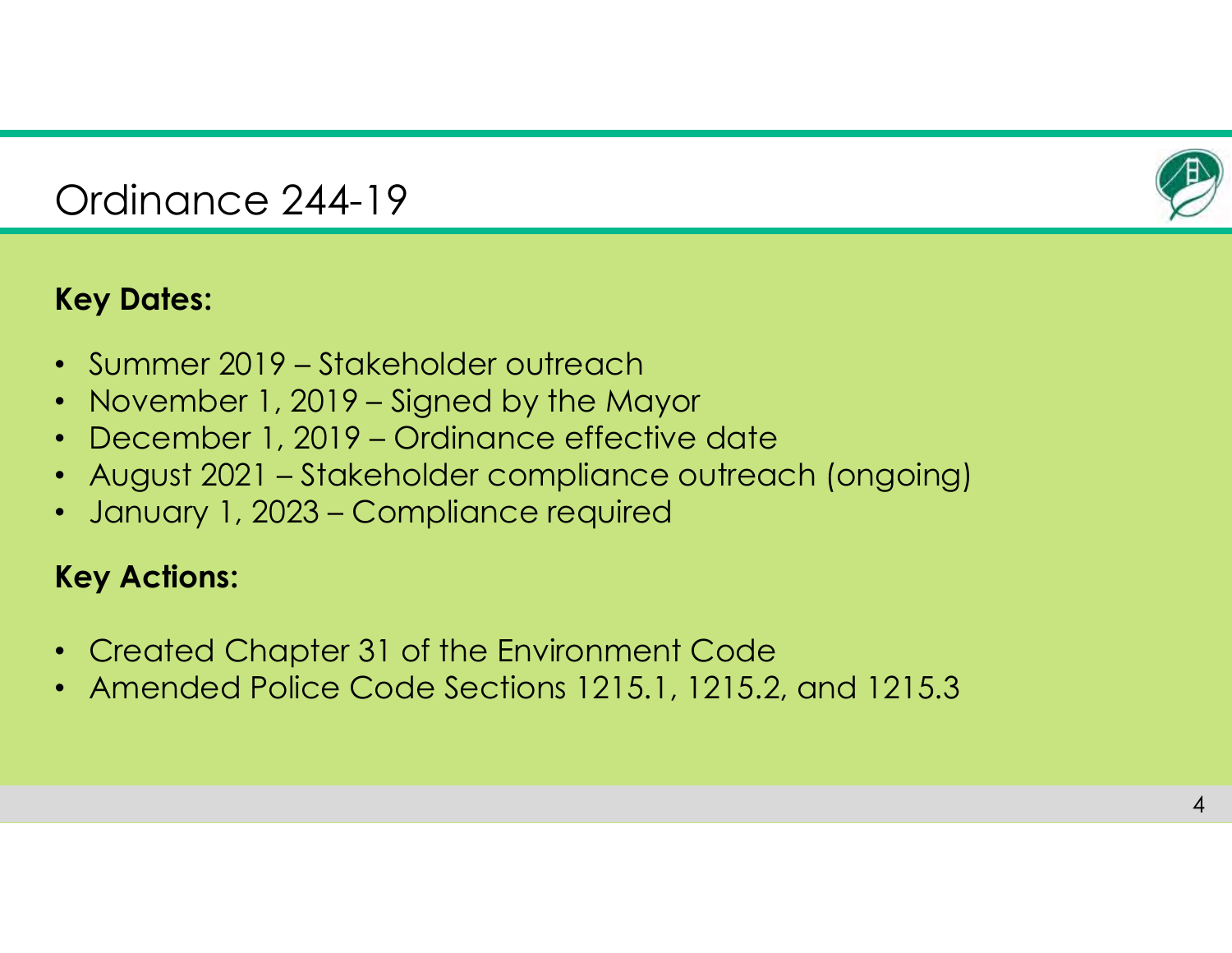# Ordinance 244-19

**Key Dates:**

- Summer 2019 – Stakeholder outreach
- November 1, 2019 – Signed by the Mayor
- December 1, 2019 – Ordinance effective date
- August 2021 – Stakeholder compliance outreach (ongoing)
- January 1, 2023 – Compliance required

**Key Actions:**

- Created Chapter 31 of the Environment Code
- Amended Police Code Sections 1215.1, 1215.2, and 1215.3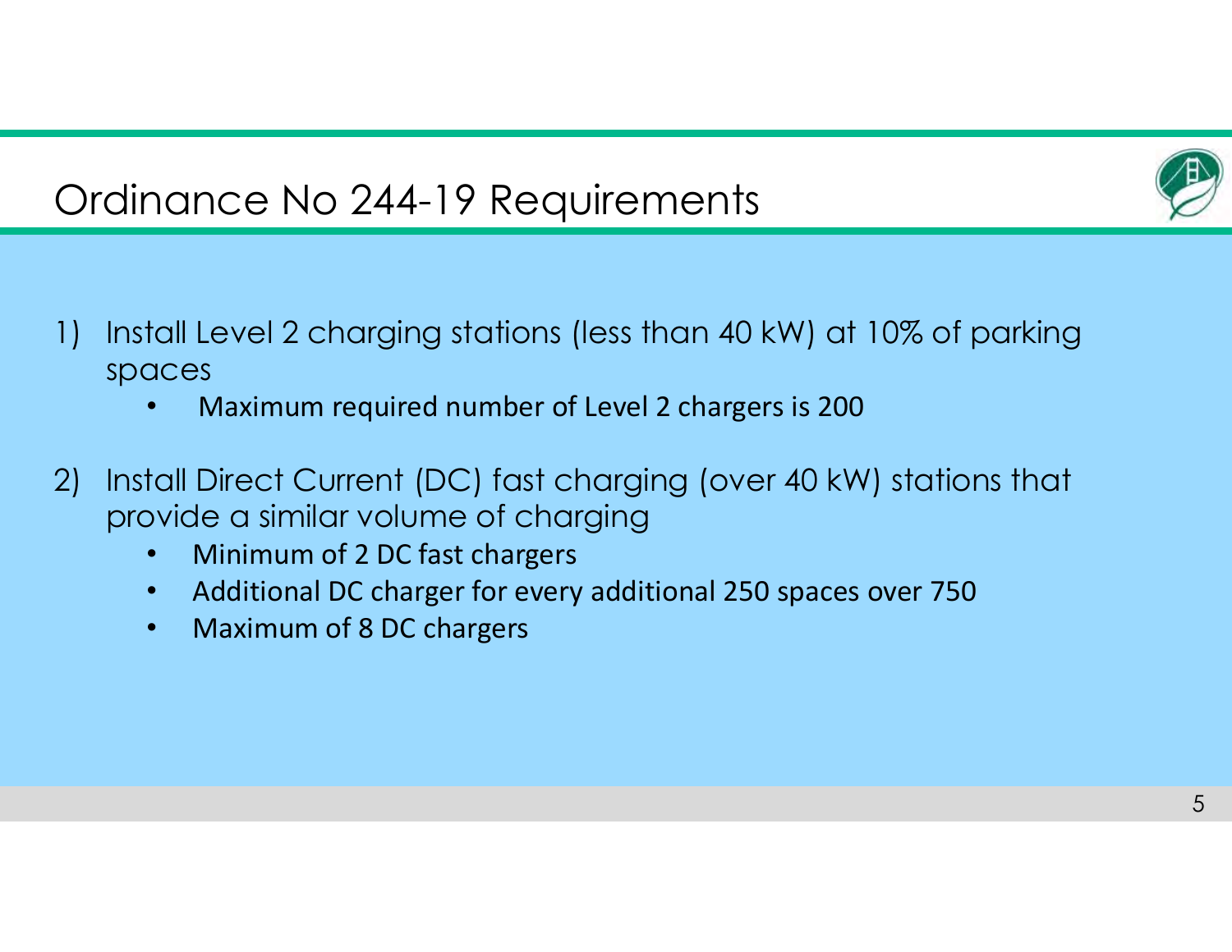# Ordinance No 244-19 Requirements

1) Install Level 2 charging stations (less than 40 kW) at 10% of parking spaces
   - Maximum required number of Level 2 chargers is 200

2) Install Direct Current (DC) fast charging (over 40 kW) stations that provide a similar volume of charging
   - Minimum of 2 DC fast chargers
   - Additional DC charger for every additional 250 spaces over 750
   - Maximum of 8 DC chargers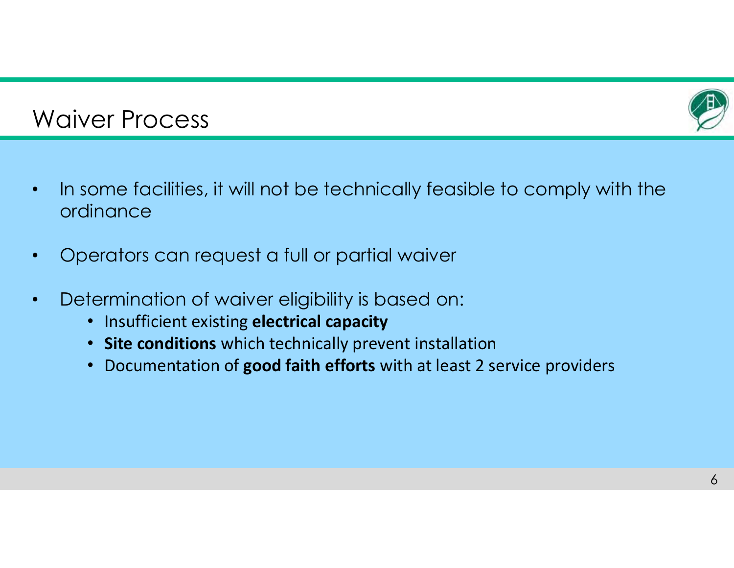# Waiver Process

- In some facilities, it will not be technically feasible to comply with the ordinance
- Operators can request a full or partial waiver
- Determination of waiver eligibility is based on:
  - Insufficient existing **electrical capacity**
  - **Site conditions** which technically prevent installation
  - Documentation of **good faith efforts** with at least 2 service providers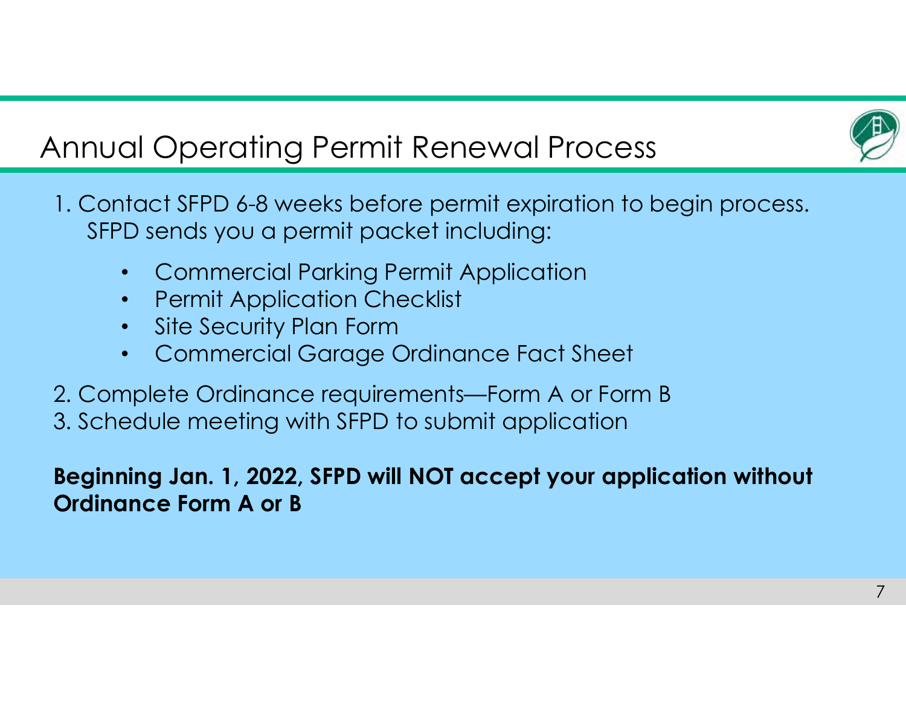# Annual Operating Permit Renewal Process

1. Contact SFPD 6-8 weeks before permit expiration to begin process. SFPD sends you a permit packet including:
   - Commercial Parking Permit Application
   - Permit Application Checklist
   - Site Security Plan Form
   - Commercial Garage Ordinance Fact Sheet
2. Complete Ordinance requirements—Form A or Form B
3. Schedule meeting with SFPD to submit application

**Beginning Jan. 1, 2022, SFPD will NOT accept your application without Ordinance Form A or B**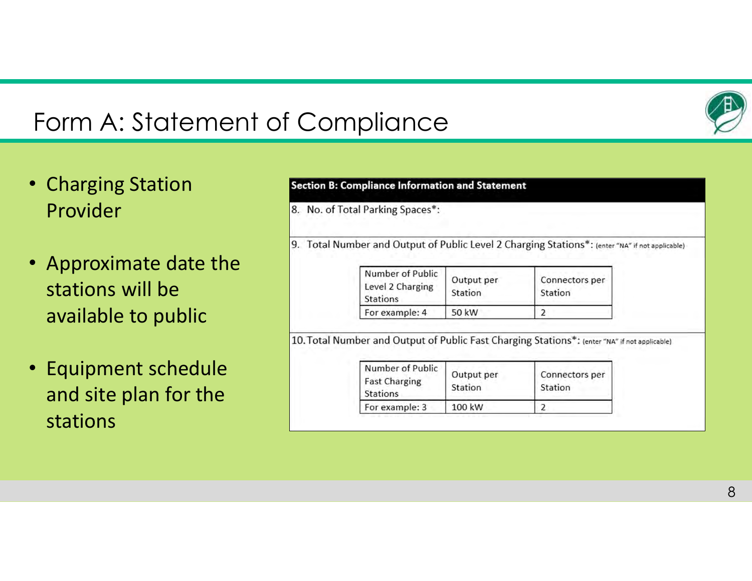# Form A: Statement of Compliance

- Charging Station Provider
- Approximate date the stations will be available to public
- Equipment schedule and site plan for the stations

**Section B: Compliance Information and Statement**

8. No. of Total Parking Spaces*:

9. Total Number and Output of Public Level 2 Charging Stations*: (enter "NA" if not applicable)

| Number of Public Level 2 Charging Stations | Output per Station | Connectors per Station |
|---|---|---|
| For example: 4 | 50 kW | 2 |

10. Total Number and Output of Public Fast Charging Stations*: (enter "NA" if not applicable)

| Number of Public Fast Charging Stations | Output per Station | Connectors per Station |
|---|---|---|
| For example: 3 | 100 kW | 2 |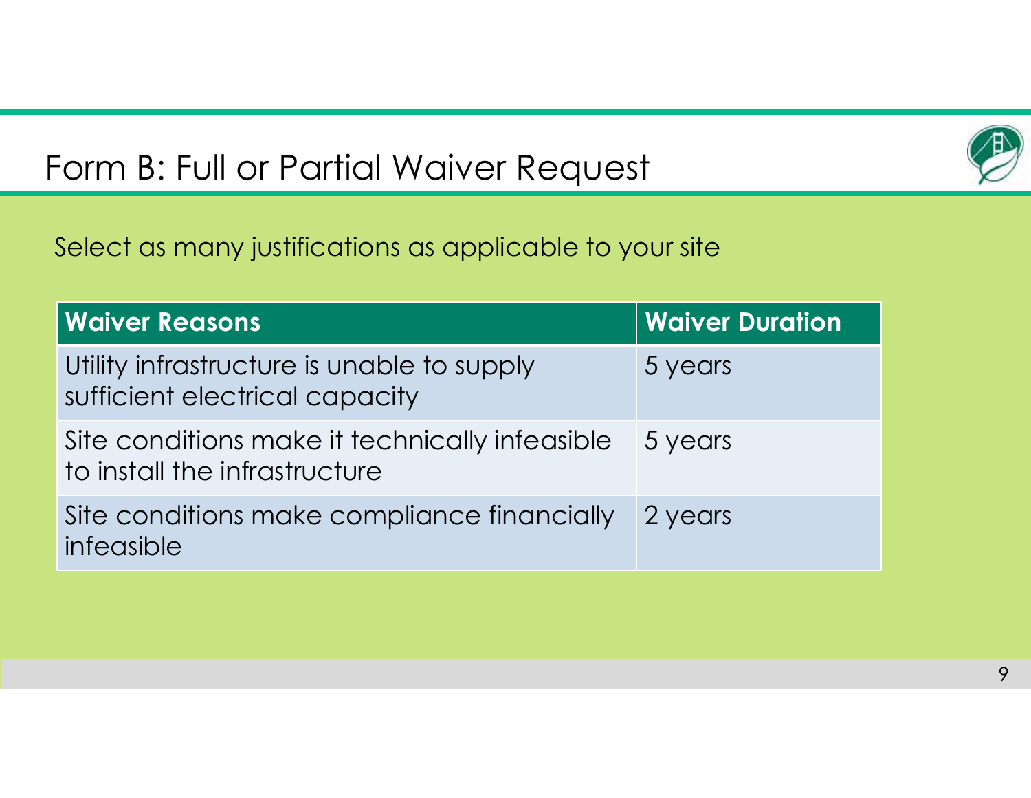# Form B: Full or Partial Waiver Request

Select as many justifications as applicable to your site

| Waiver Reasons | Waiver Duration |
|---|---|
| Utility infrastructure is unable to supply sufficient electrical capacity | 5 years |
| Site conditions make it technically infeasible to install the infrastructure | 5 years |
| Site conditions make compliance financially infeasible | 2 years |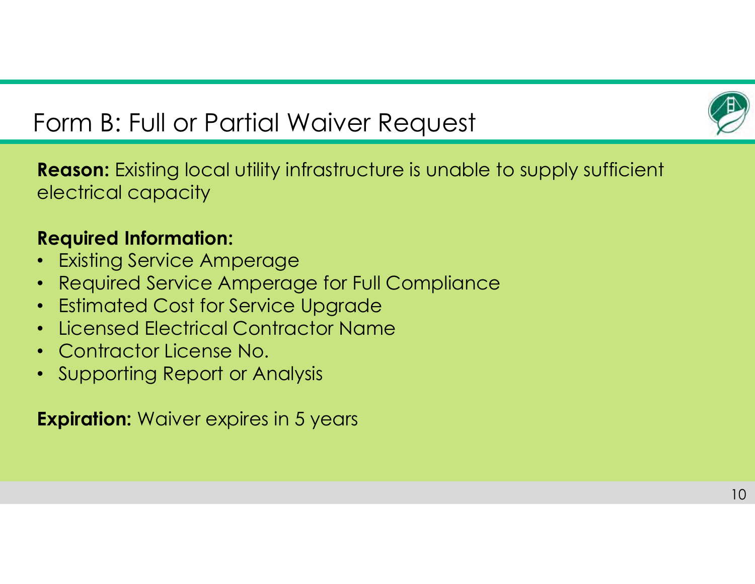# Form B: Full or Partial Waiver Request

**Reason:** Existing local utility infrastructure is unable to supply sufficient electrical capacity

**Required Information:**

- Existing Service Amperage
- Required Service Amperage for Full Compliance
- Estimated Cost for Service Upgrade
- Licensed Electrical Contractor Name
- Contractor License No.
- Supporting Report or Analysis

**Expiration:** Waiver expires in 5 years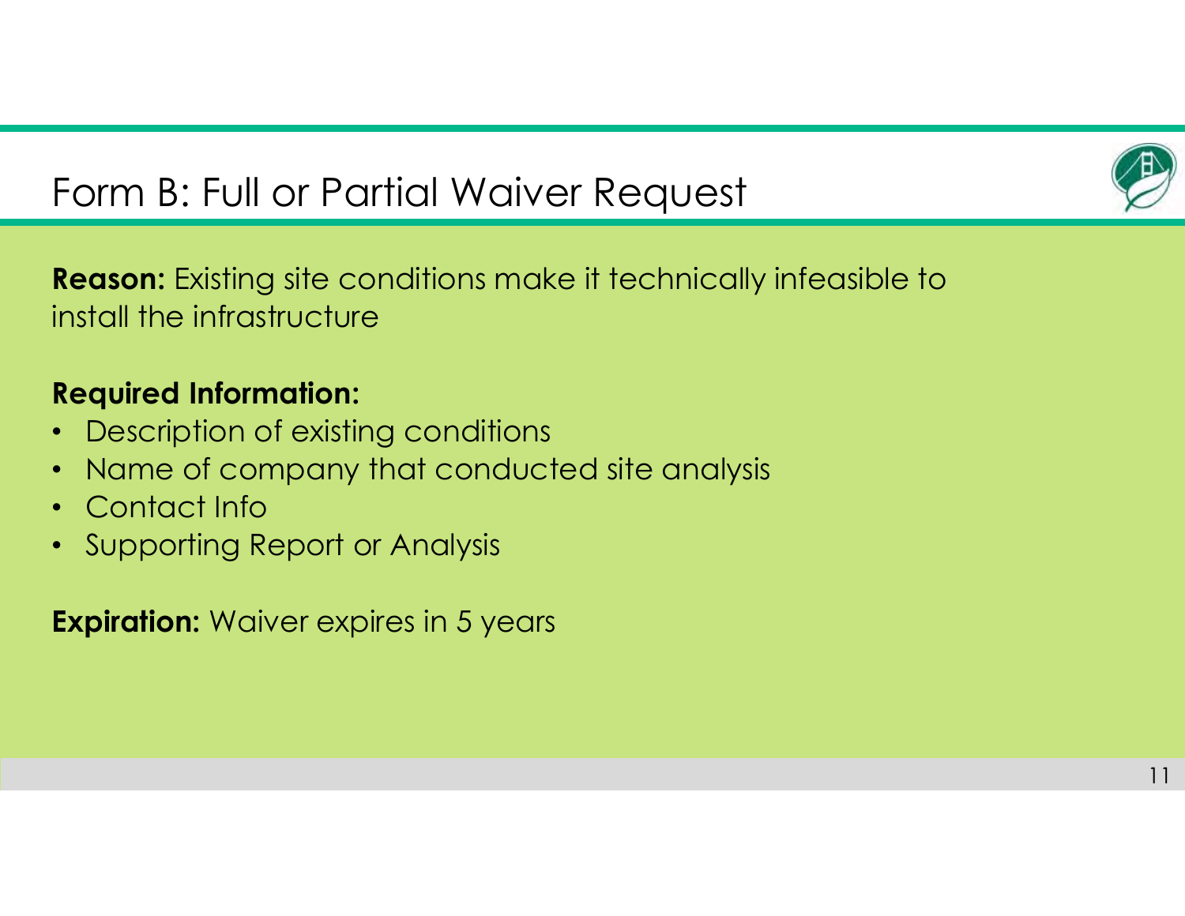# Form B: Full or Partial Waiver Request

**Reason:** Existing site conditions make it technically infeasible to install the infrastructure

**Required Information:**

- Description of existing conditions
- Name of company that conducted site analysis
- Contact Info
- Supporting Report or Analysis

**Expiration:** Waiver expires in 5 years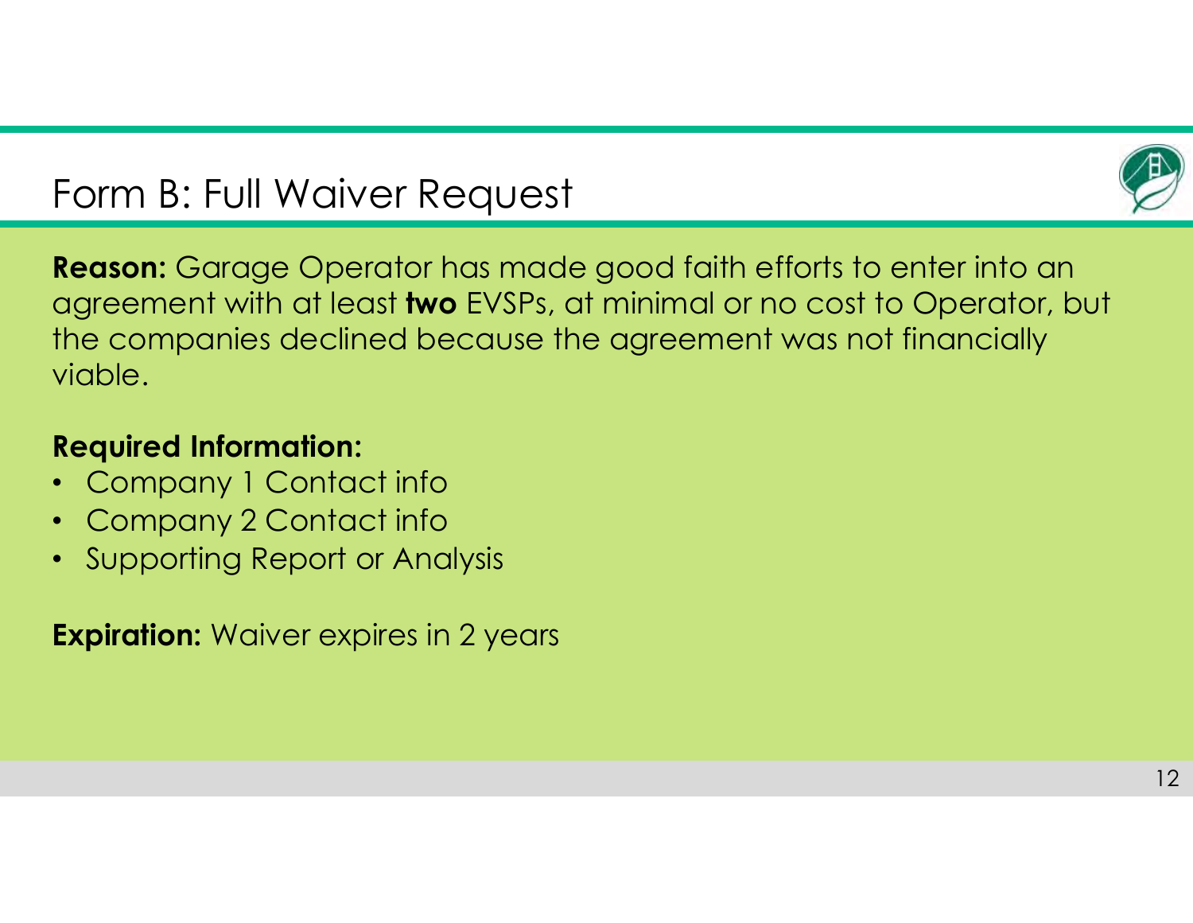# Form B: Full Waiver Request

**Reason:** Garage Operator has made good faith efforts to enter into an agreement with at least **two** EVSPs, at minimal or no cost to Operator, but the companies declined because the agreement was not financially viable.

**Required Information:**

- Company 1 Contact info
- Company 2 Contact info
- Supporting Report or Analysis

**Expiration:** Waiver expires in 2 years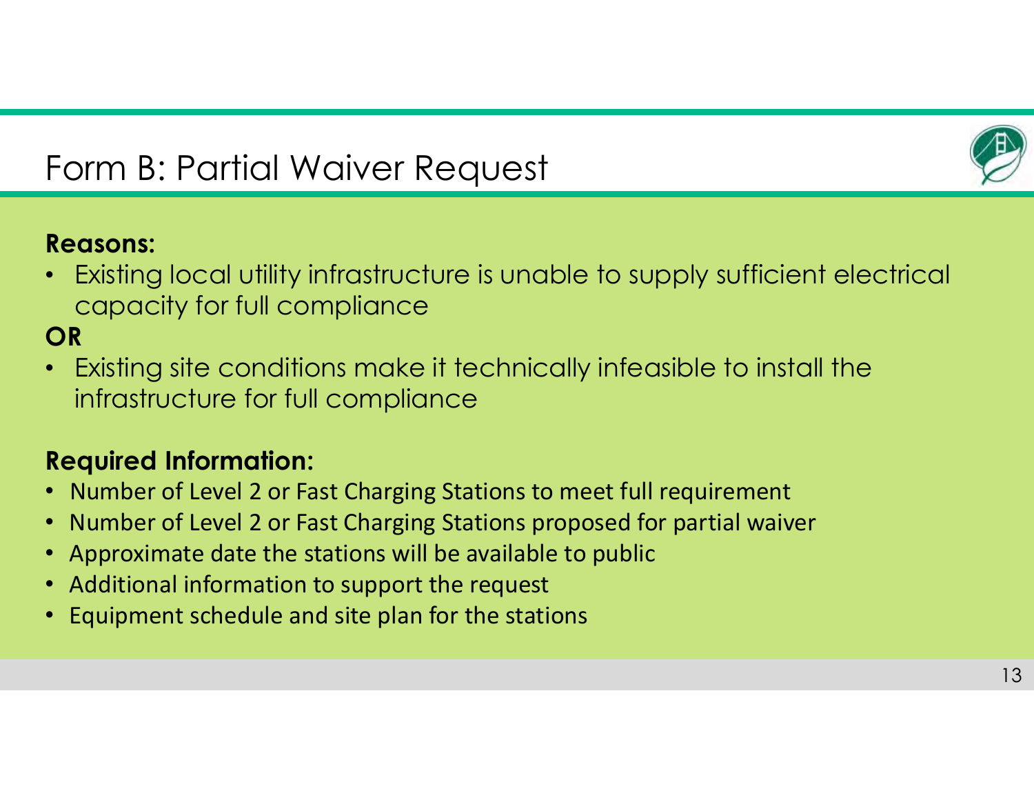# Form B: Partial Waiver Request

**Reasons:**

- Existing local utility infrastructure is unable to supply sufficient electrical capacity for full compliance

**OR**

- Existing site conditions make it technically infeasible to install the infrastructure for full compliance

**Required Information:**

- Number of Level 2 or Fast Charging Stations to meet full requirement
- Number of Level 2 or Fast Charging Stations proposed for partial waiver
- Approximate date the stations will be available to public
- Additional information to support the request
- Equipment schedule and site plan for the stations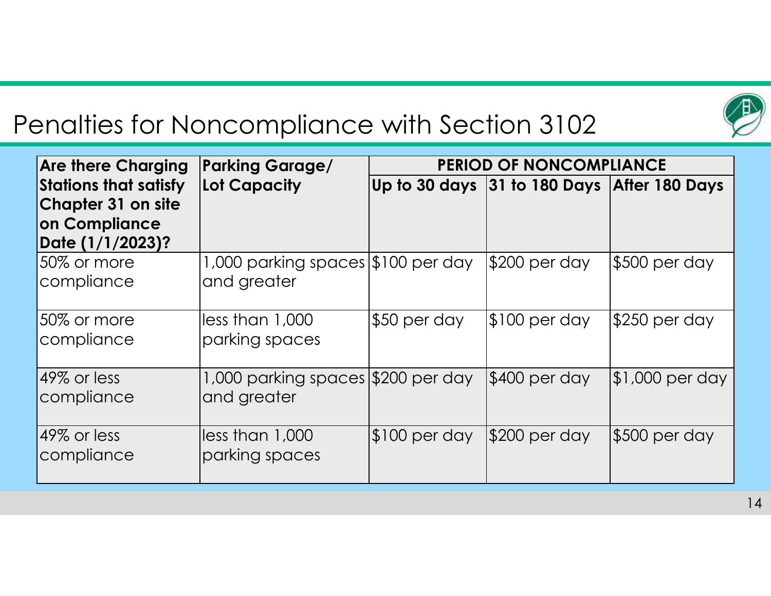# Penalties for Noncompliance with Section 3102

| Are there Charging Stations that satisfy Chapter 31 on site on Compliance Date (1/1/2023)? | Parking Garage/ Lot Capacity | PERIOD OF NONCOMPLIANCE | | |
|---|---|---|---|---|
| | | Up to 30 days | 31 to 180 Days | After 180 Days |
| 50% or more compliance | 1,000 parking spaces and greater | $100 per day | $200 per day | $500 per day |
| 50% or more compliance | less than 1,000 parking spaces | $50 per day | $100 per day | $250 per day |
| 49% or less compliance | 1,000 parking spaces and greater | $200 per day | $400 per day | $1,000 per day |
| 49% or less compliance | less than 1,000 parking spaces | $100 per day | $200 per day | $500 per day |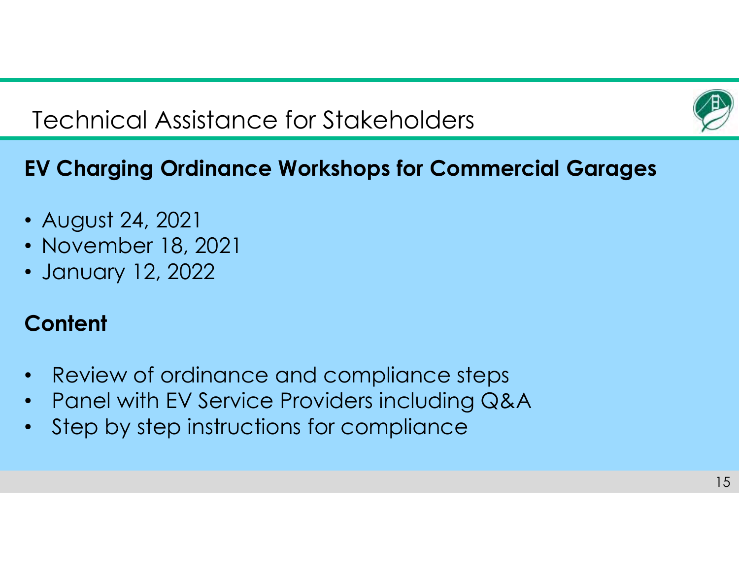# Technical Assistance for Stakeholders

## EV Charging Ordinance Workshops for Commercial Garages

- August 24, 2021
- November 18, 2021
- January 12, 2022

## Content

- Review of ordinance and compliance steps
- Panel with EV Service Providers including Q&A
- Step by step instructions for compliance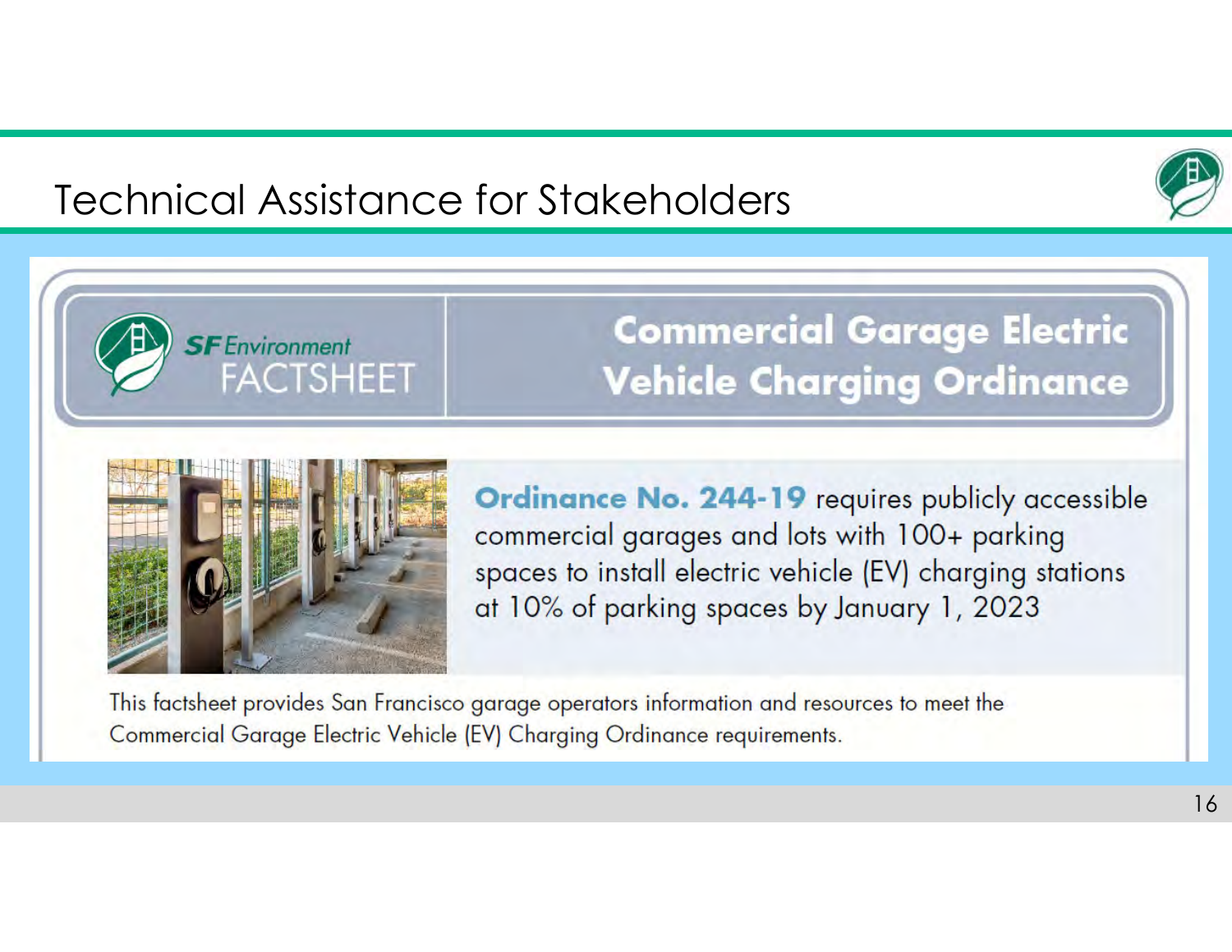# Technical Assistance for Stakeholders

**SF Environment FACTSHEET**

## Commercial Garage Electric Vehicle Charging Ordinance

**Ordinance No. 244-19** requires publicly accessible commercial garages and lots with 100+ parking spaces to install electric vehicle (EV) charging stations at 10% of parking spaces by January 1, 2023

This factsheet provides San Francisco garage operators information and resources to meet the Commercial Garage Electric Vehicle (EV) Charging Ordinance requirements.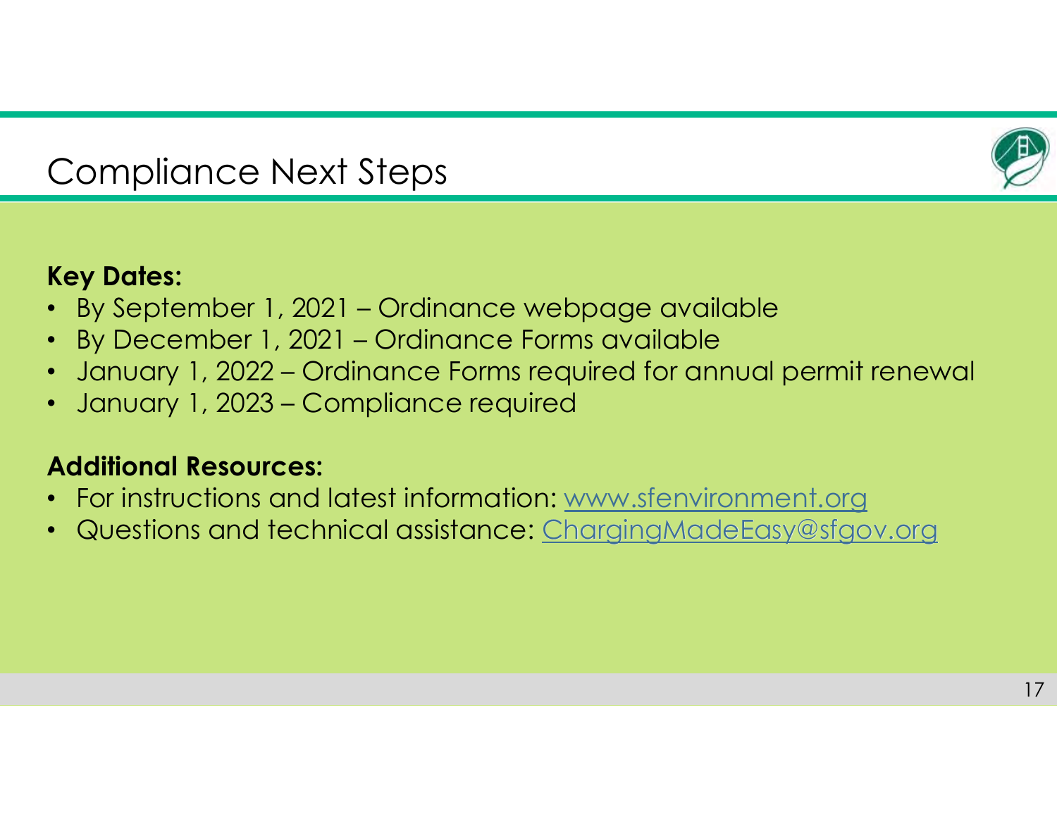# Compliance Next Steps

**Key Dates:**

- By September 1, 2021 – Ordinance webpage available
- By December 1, 2021 – Ordinance Forms available
- January 1, 2022 – Ordinance Forms required for annual permit renewal
- January 1, 2023 – Compliance required

**Additional Resources:**

- For instructions and latest information: www.sfenvironment.org
- Questions and technical assistance: ChargingMadeEasy@sfgov.org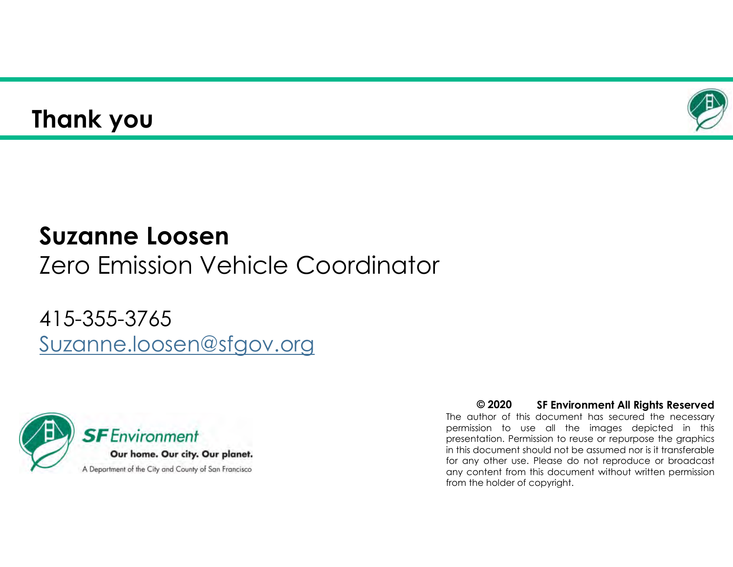# Thank you

**Suzanne Loosen**
Zero Emission Vehicle Coordinator

415-355-3765
Suzanne.loosen@sfgov.org

**SF** Environment
**Our home. Our city. Our planet.**
A Department of the City and County of San Francisco

**© 2020 SF Environment All Rights Reserved**
The author of this document has secured the necessary permission to use all the images depicted in this presentation. Permission to reuse or repurpose the graphics in this document should not be assumed nor is it transferable for any other use. Please do not reproduce or broadcast any content from this document without written permission from the holder of copyright.